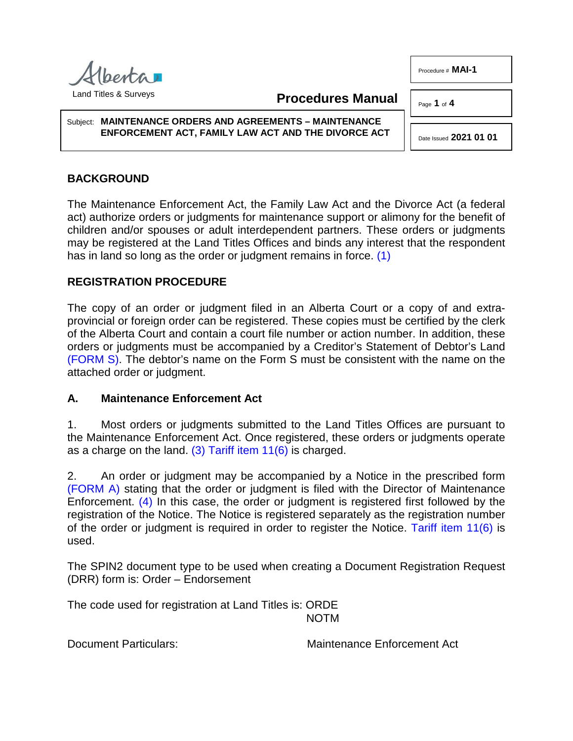Alberta
Land Titles & Surveys

**Procedures Manual**

Procedure # **MAI-1**

Date Issued **2021 01 01**

Subject: **MAINTENANCE ORDERS AND AGREEMENTS – MAINTENANCE ENFORCEMENT ACT, FAMILY LAW ACT AND THE DIVORCE ACT**

## BACKGROUND

The Maintenance Enforcement Act, the Family Law Act and the Divorce Act (a federal act) authorize orders or judgments for maintenance support or alimony for the benefit of children and/or spouses or adult interdependent partners. These orders or judgments may be registered at the Land Titles Offices and binds any interest that the respondent has in land so long as the order or judgment remains in force. (1)

## REGISTRATION PROCEDURE

The copy of an order or judgment filed in an Alberta Court or a copy of and extra-provincial or foreign order can be registered. These copies must be certified by the clerk of the Alberta Court and contain a court file number or action number. In addition, these orders or judgments must be accompanied by a Creditor's Statement of Debtor's Land (FORM S). The debtor's name on the Form S must be consistent with the name on the attached order or judgment.

### A. Maintenance Enforcement Act

1. Most orders or judgments submitted to the Land Titles Offices are pursuant to the Maintenance Enforcement Act. Once registered, these orders or judgments operate as a charge on the land. (3) Tariff item 11(6) is charged.

2. An order or judgment may be accompanied by a Notice in the prescribed form (FORM A) stating that the order or judgment is filed with the Director of Maintenance Enforcement. (4) In this case, the order or judgment is registered first followed by the registration of the Notice. The Notice is registered separately as the registration number of the order or judgment is required in order to register the Notice. Tariff item 11(6) is used.

The SPIN2 document type to be used when creating a Document Registration Request (DRR) form is: Order – Endorsement

The code used for registration at Land Titles is: ORDE
NOTM

Document Particulars: Maintenance Enforcement Act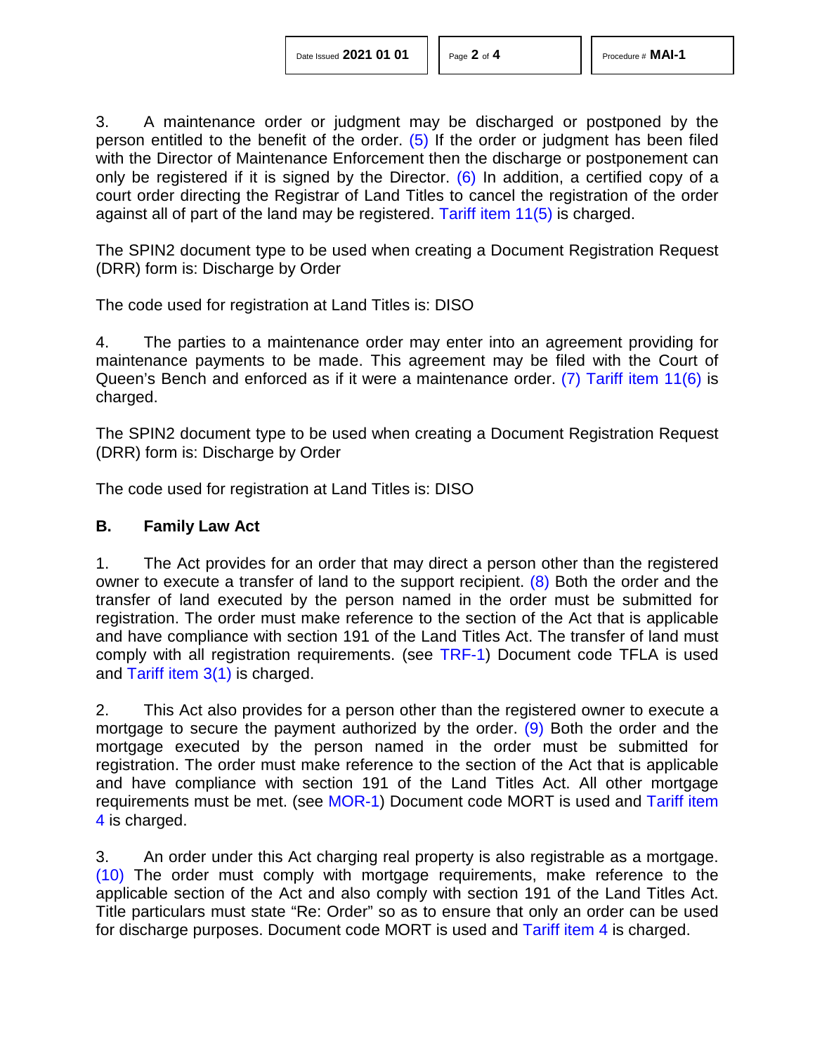3. A maintenance order or judgment may be discharged or postponed by the person entitled to the benefit of the order. (5) If the order or judgment has been filed with the Director of Maintenance Enforcement then the discharge or postponement can only be registered if it is signed by the Director. (6) In addition, a certified copy of a court order directing the Registrar of Land Titles to cancel the registration of the order against all of part of the land may be registered. Tariff item 11(5) is charged.

The SPIN2 document type to be used when creating a Document Registration Request (DRR) form is: Discharge by Order

The code used for registration at Land Titles is: DISO

4. The parties to a maintenance order may enter into an agreement providing for maintenance payments to be made. This agreement may be filed with the Court of Queen's Bench and enforced as if it were a maintenance order. (7) Tariff item 11(6) is charged.

The SPIN2 document type to be used when creating a Document Registration Request (DRR) form is: Discharge by Order

The code used for registration at Land Titles is: DISO

## B. Family Law Act

1. The Act provides for an order that may direct a person other than the registered owner to execute a transfer of land to the support recipient. (8) Both the order and the transfer of land executed by the person named in the order must be submitted for registration. The order must make reference to the section of the Act that is applicable and have compliance with section 191 of the Land Titles Act. The transfer of land must comply with all registration requirements. (see TRF-1) Document code TFLA is used and Tariff item 3(1) is charged.

2. This Act also provides for a person other than the registered owner to execute a mortgage to secure the payment authorized by the order. (9) Both the order and the mortgage executed by the person named in the order must be submitted for registration. The order must make reference to the section of the Act that is applicable and have compliance with section 191 of the Land Titles Act. All other mortgage requirements must be met. (see MOR-1) Document code MORT is used and Tariff item 4 is charged.

3. An order under this Act charging real property is also registrable as a mortgage. (10) The order must comply with mortgage requirements, make reference to the applicable section of the Act and also comply with section 191 of the Land Titles Act. Title particulars must state "Re: Order" so as to ensure that only an order can be used for discharge purposes. Document code MORT is used and Tariff item 4 is charged.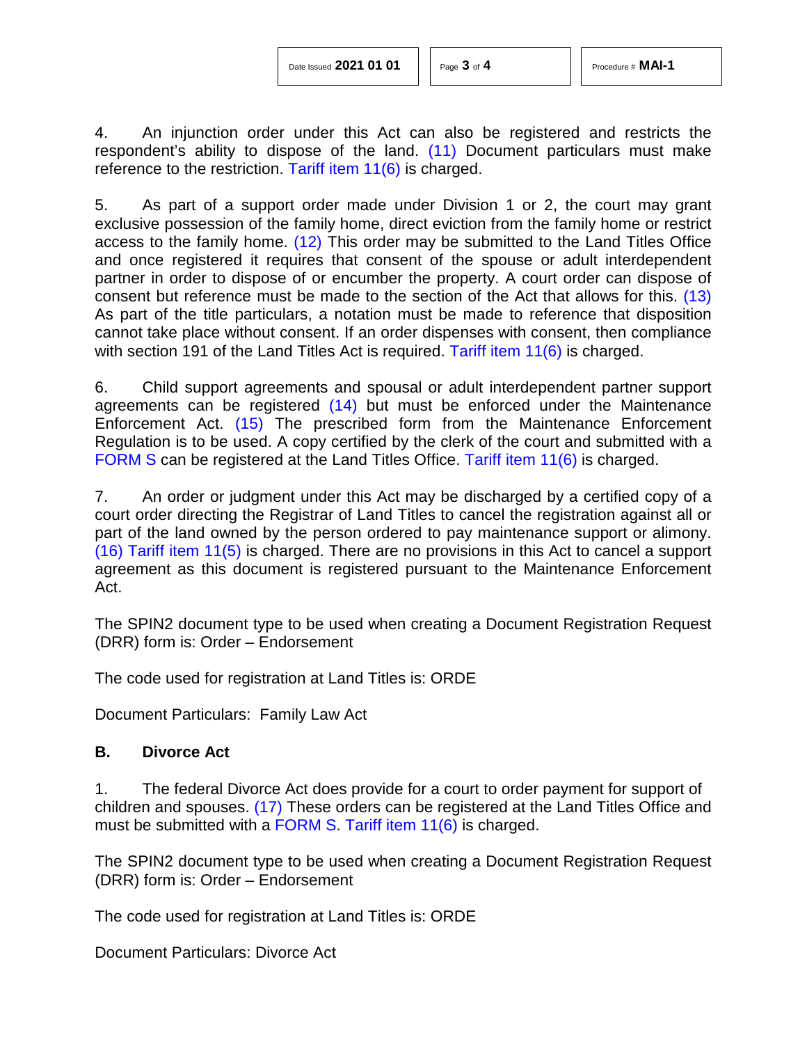4. An injunction order under this Act can also be registered and restricts the respondent's ability to dispose of the land. (11) Document particulars must make reference to the restriction. Tariff item 11(6) is charged.

5. As part of a support order made under Division 1 or 2, the court may grant exclusive possession of the family home, direct eviction from the family home or restrict access to the family home. (12) This order may be submitted to the Land Titles Office and once registered it requires that consent of the spouse or adult interdependent partner in order to dispose of or encumber the property. A court order can dispose of consent but reference must be made to the section of the Act that allows for this. (13) As part of the title particulars, a notation must be made to reference that disposition cannot take place without consent. If an order dispenses with consent, then compliance with section 191 of the Land Titles Act is required. Tariff item 11(6) is charged.

6. Child support agreements and spousal or adult interdependent partner support agreements can be registered (14) but must be enforced under the Maintenance Enforcement Act. (15) The prescribed form from the Maintenance Enforcement Regulation is to be used. A copy certified by the clerk of the court and submitted with a FORM S can be registered at the Land Titles Office. Tariff item 11(6) is charged.

7. An order or judgment under this Act may be discharged by a certified copy of a court order directing the Registrar of Land Titles to cancel the registration against all or part of the land owned by the person ordered to pay maintenance support or alimony. (16) Tariff item 11(5) is charged. There are no provisions in this Act to cancel a support agreement as this document is registered pursuant to the Maintenance Enforcement Act.

The SPIN2 document type to be used when creating a Document Registration Request (DRR) form is: Order – Endorsement

The code used for registration at Land Titles is: ORDE

Document Particulars: Family Law Act

### B. Divorce Act

1. The federal Divorce Act does provide for a court to order payment for support of children and spouses. (17) These orders can be registered at the Land Titles Office and must be submitted with a FORM S. Tariff item 11(6) is charged.

The SPIN2 document type to be used when creating a Document Registration Request (DRR) form is: Order – Endorsement

The code used for registration at Land Titles is: ORDE

Document Particulars: Divorce Act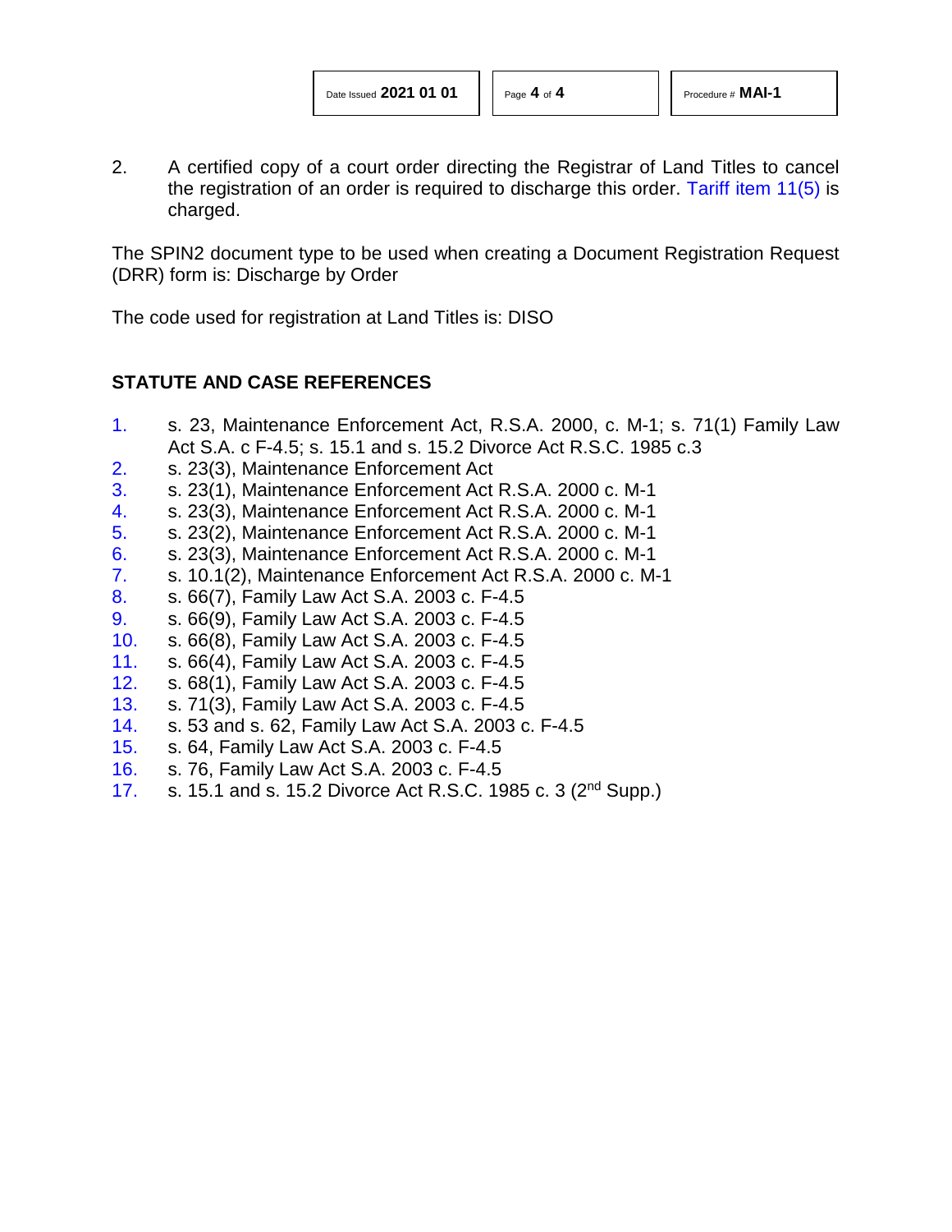2. A certified copy of a court order directing the Registrar of Land Titles to cancel the registration of an order is required to discharge this order. Tariff item 11(5) is charged.

The SPIN2 document type to be used when creating a Document Registration Request (DRR) form is: Discharge by Order

The code used for registration at Land Titles is: DISO

## STATUTE AND CASE REFERENCES

1. s. 23, Maintenance Enforcement Act, R.S.A. 2000, c. M-1; s. 71(1) Family Law Act S.A. c F-4.5; s. 15.1 and s. 15.2 Divorce Act R.S.C. 1985 c.3
2. s. 23(3), Maintenance Enforcement Act
3. s. 23(1), Maintenance Enforcement Act R.S.A. 2000 c. M-1
4. s. 23(3), Maintenance Enforcement Act R.S.A. 2000 c. M-1
5. s. 23(2), Maintenance Enforcement Act R.S.A. 2000 c. M-1
6. s. 23(3), Maintenance Enforcement Act R.S.A. 2000 c. M-1
7. s. 10.1(2), Maintenance Enforcement Act R.S.A. 2000 c. M-1
8. s. 66(7), Family Law Act S.A. 2003 c. F-4.5
9. s. 66(9), Family Law Act S.A. 2003 c. F-4.5
10. s. 66(8), Family Law Act S.A. 2003 c. F-4.5
11. s. 66(4), Family Law Act S.A. 2003 c. F-4.5
12. s. 68(1), Family Law Act S.A. 2003 c. F-4.5
13. s. 71(3), Family Law Act S.A. 2003 c. F-4.5
14. s. 53 and s. 62, Family Law Act S.A. 2003 c. F-4.5
15. s. 64, Family Law Act S.A. 2003 c. F-4.5
16. s. 76, Family Law Act S.A. 2003 c. F-4.5
17. s. 15.1 and s. 15.2 Divorce Act R.S.C. 1985 c. 3 (2nd Supp.)